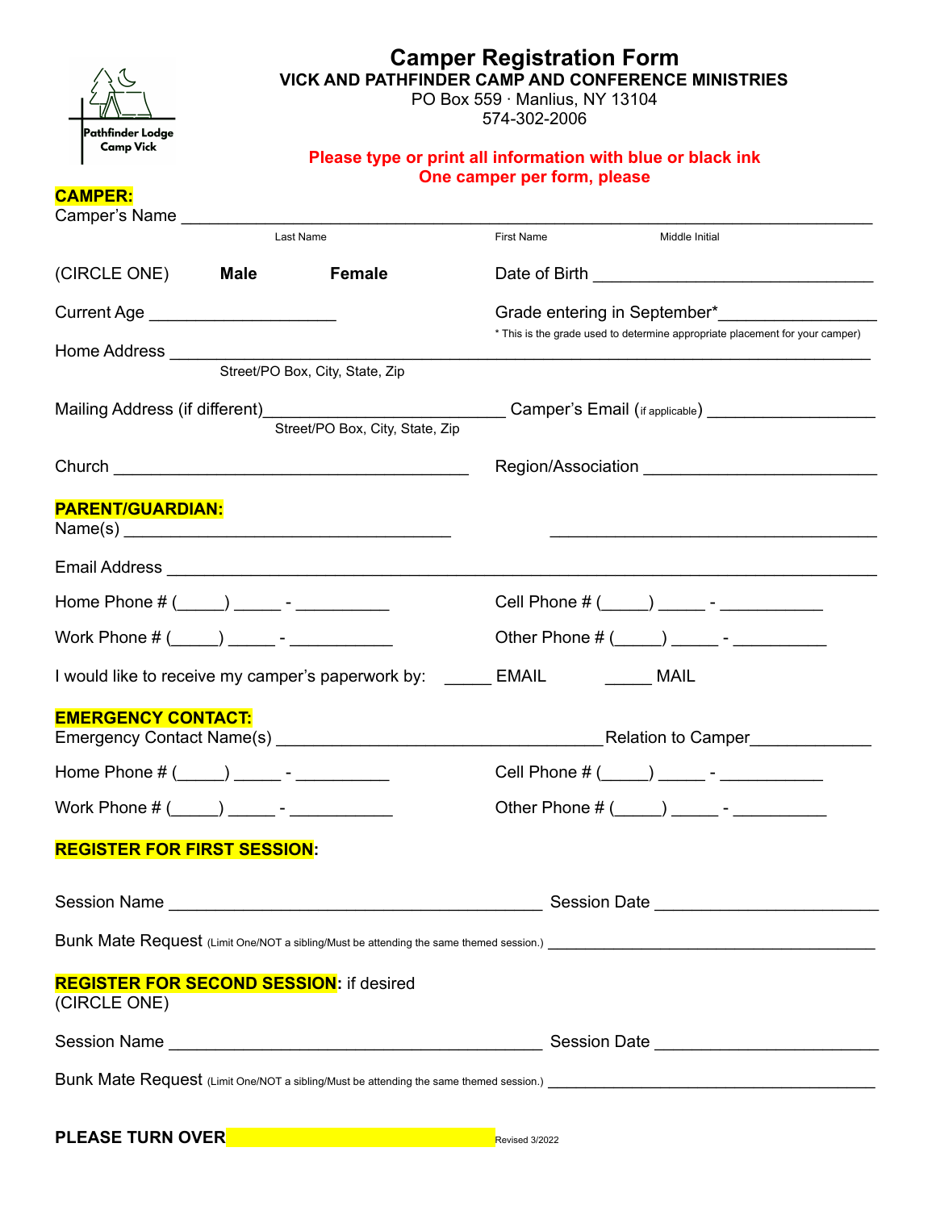Pathfinder Lodge
Camp Vick

# Camper Registration Form

**VICK AND PATHFINDER CAMP AND CONFERENCE MINISTRIES**

PO Box 559 · Manlius, NY 13104

574-302-2006

**Please type or print all information with blue or black ink**

**One camper per form, please**

## CAMPER:

Camper's Name ______________________________________________________________
Last Name First Name Middle Initial

(CIRCLE ONE) **Male** **Female** Date of Birth ______________________________

Current Age ____________________ Grade entering in September*________________

\* This is the grade used to determine appropriate placement for your camper)

Home Address _______________________________________________________________
Street/PO Box, City, State, Zip

Mailing Address (if different)_________________________ Camper's Email (if applicable) __________________
Street/PO Box, City, State, Zip

Church _____________________________________ Region/Association ________________________

## PARENT/GUARDIAN:

Name(s) __________________________________ __________________________________

Email Address _______________________________________________________________

Home Phone # (_____) _____ - __________ Cell Phone # (_____) _____ - ___________

Work Phone # (_____) _____ - ___________ Other Phone # (_____) _____ - __________

I would like to receive my camper's paperwork by: _____ EMAIL _____ MAIL

## EMERGENCY CONTACT:

Emergency Contact Name(s) _________________________________Relation to Camper____________

Home Phone # (_____) _____ - __________ Cell Phone # (_____) _____ - ___________

Work Phone # (_____) _____ - ___________ Other Phone # (_____) _____ - __________

## REGISTER FOR FIRST SESSION:

Session Name ______________________________________ Session Date _______________________

Bunk Mate Request (Limit One/NOT a sibling/Must be attending the same themed session.) ______________________________________

## REGISTER FOR SECOND SESSION: if desired

(CIRCLE ONE)

Session Name ______________________________________ Session Date _______________________

Bunk Mate Request (Limit One/NOT a sibling/Must be attending the same themed session.) ______________________________________

**PLEASE TURN OVER**

Revised 3/2022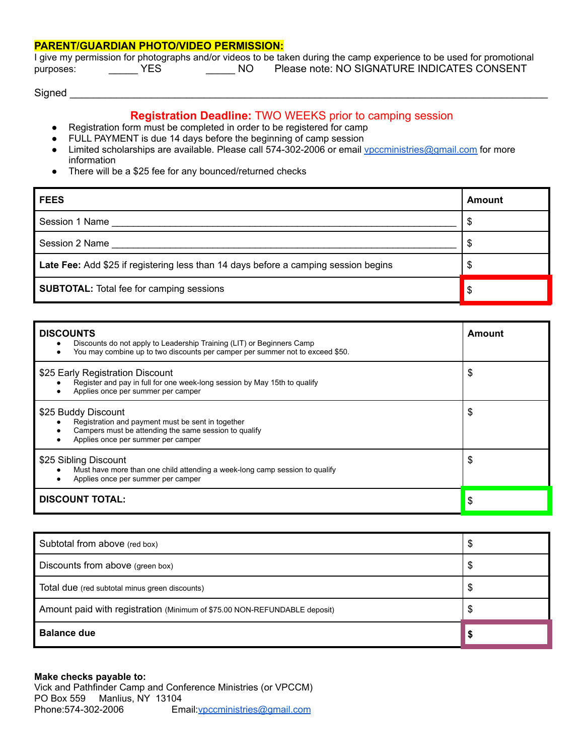**PARENT/GUARDIAN PHOTO/VIDEO PERMISSION:**

I give my permission for photographs and/or videos to be taken during the camp experience to be used for promotional purposes: ______ YES ______ NO Please note: NO SIGNATURE INDICATES CONSENT

Signed ______________________________________________________________________________

## Registration Deadline: TWO WEEKS prior to camping session

- Registration form must be completed in order to be registered for camp
- FULL PAYMENT is due 14 days before the beginning of camp session
- Limited scholarships are available. Please call 574-302-2006 or email vpccministries@gmail.com for more information
- There will be a $25 fee for any bounced/returned checks

| **FEES** | **Amount** |
|---|---|
| Session 1 Name ____________________________________________ | $ |
| Session 2 Name ____________________________________________ | $ |
| **Late Fee:** Add $25 if registering less than 14 days before a camping session begins | $ |
| **SUBTOTAL:** Total fee for camping sessions | $ |

| **DISCOUNTS**<br>• Discounts do not apply to Leadership Training (LIT) or Beginners Camp<br>• You may combine up to two discounts per camper per summer not to exceed $50. | **Amount** |
|---|---|
| $25 Early Registration Discount<br>• Register and pay in full for one week-long session by May 15th to qualify<br>• Applies once per summer per camper | $ |
| $25 Buddy Discount<br>• Registration and payment must be sent in together<br>• Campers must be attending the same session to qualify<br>• Applies once per summer per camper | $ |
| $25 Sibling Discount<br>• Must have more than one child attending a week-long camp session to qualify<br>• Applies once per summer per camper | $ |
| **DISCOUNT TOTAL:** | $ |

| | |
|---|---|
| Subtotal from above (red box) | $ |
| Discounts from above (green box) | $ |
| Total due (red subtotal minus green discounts) | $ |
| Amount paid with registration (Minimum of $75.00 NON-REFUNDABLE deposit) | $ |
| **Balance due** | **$** |

**Make checks payable to:**
Vick and Pathfinder Camp and Conference Ministries (or VPCCM)
PO Box 559 Manlius, NY 13104
Phone:574-302-2006 Email:vpccministries@gmail.com